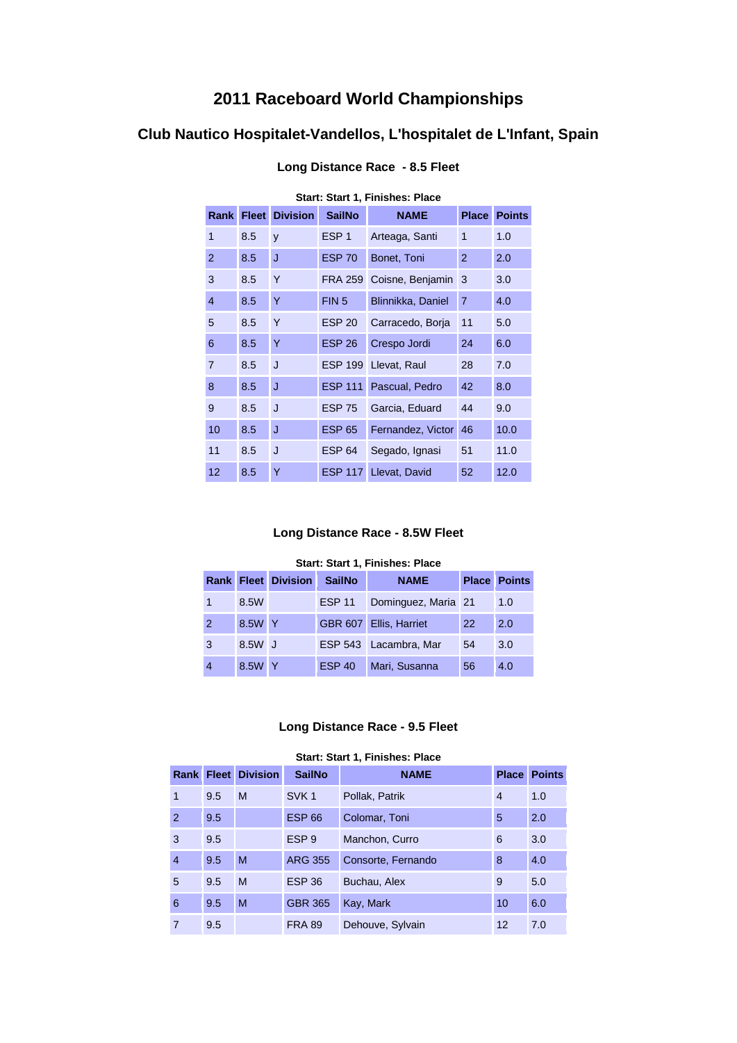# 2011 Raceboard World Championships

## Club Nautico Hospitalet-Vandellos, L'hospitalet de L'Infant, Spain

### Long Distance Race - 8.5 Fleet

**Start: Start 1, Finishes: Place**

| Rank | Fleet | Division | SailNo | NAME | Place | Points |
|---|---|---|---|---|---|---|
| 1 | 8.5 | y | ESP 1 | Arteaga, Santi | 1 | 1.0 |
| 2 | 8.5 | J | ESP 70 | Bonet, Toni | 2 | 2.0 |
| 3 | 8.5 | Y | FRA 259 | Coisne, Benjamin | 3 | 3.0 |
| 4 | 8.5 | Y | FIN 5 | Blinnikka, Daniel | 7 | 4.0 |
| 5 | 8.5 | Y | ESP 20 | Carracedo, Borja | 11 | 5.0 |
| 6 | 8.5 | Y | ESP 26 | Crespo Jordi | 24 | 6.0 |
| 7 | 8.5 | J | ESP 199 | Llevat, Raul | 28 | 7.0 |
| 8 | 8.5 | J | ESP 111 | Pascual, Pedro | 42 | 8.0 |
| 9 | 8.5 | J | ESP 75 | Garcia, Eduard | 44 | 9.0 |
| 10 | 8.5 | J | ESP 65 | Fernandez, Victor | 46 | 10.0 |
| 11 | 8.5 | J | ESP 64 | Segado, Ignasi | 51 | 11.0 |
| 12 | 8.5 | Y | ESP 117 | Llevat, David | 52 | 12.0 |

### Long Distance Race - 8.5W Fleet

**Start: Start 1, Finishes: Place**

| Rank | Fleet | Division | SailNo | NAME | Place | Points |
|---|---|---|---|---|---|---|
| 1 | 8.5W | | ESP 11 | Dominguez, Maria | 21 | 1.0 |
| 2 | 8.5W | Y | GBR 607 | Ellis, Harriet | 22 | 2.0 |
| 3 | 8.5W | J | ESP 543 | Lacambra, Mar | 54 | 3.0 |
| 4 | 8.5W | Y | ESP 40 | Mari, Susanna | 56 | 4.0 |

### Long Distance Race - 9.5 Fleet

**Start: Start 1, Finishes: Place**

| Rank | Fleet | Division | SailNo | NAME | Place | Points |
|---|---|---|---|---|---|---|
| 1 | 9.5 | M | SVK 1 | Pollak, Patrik | 4 | 1.0 |
| 2 | 9.5 | | ESP 66 | Colomar, Toni | 5 | 2.0 |
| 3 | 9.5 | | ESP 9 | Manchon, Curro | 6 | 3.0 |
| 4 | 9.5 | M | ARG 355 | Consorte, Fernando | 8 | 4.0 |
| 5 | 9.5 | M | ESP 36 | Buchau, Alex | 9 | 5.0 |
| 6 | 9.5 | M | GBR 365 | Kay, Mark | 10 | 6.0 |
| 7 | 9.5 | | FRA 89 | Dehouve, Sylvain | 12 | 7.0 |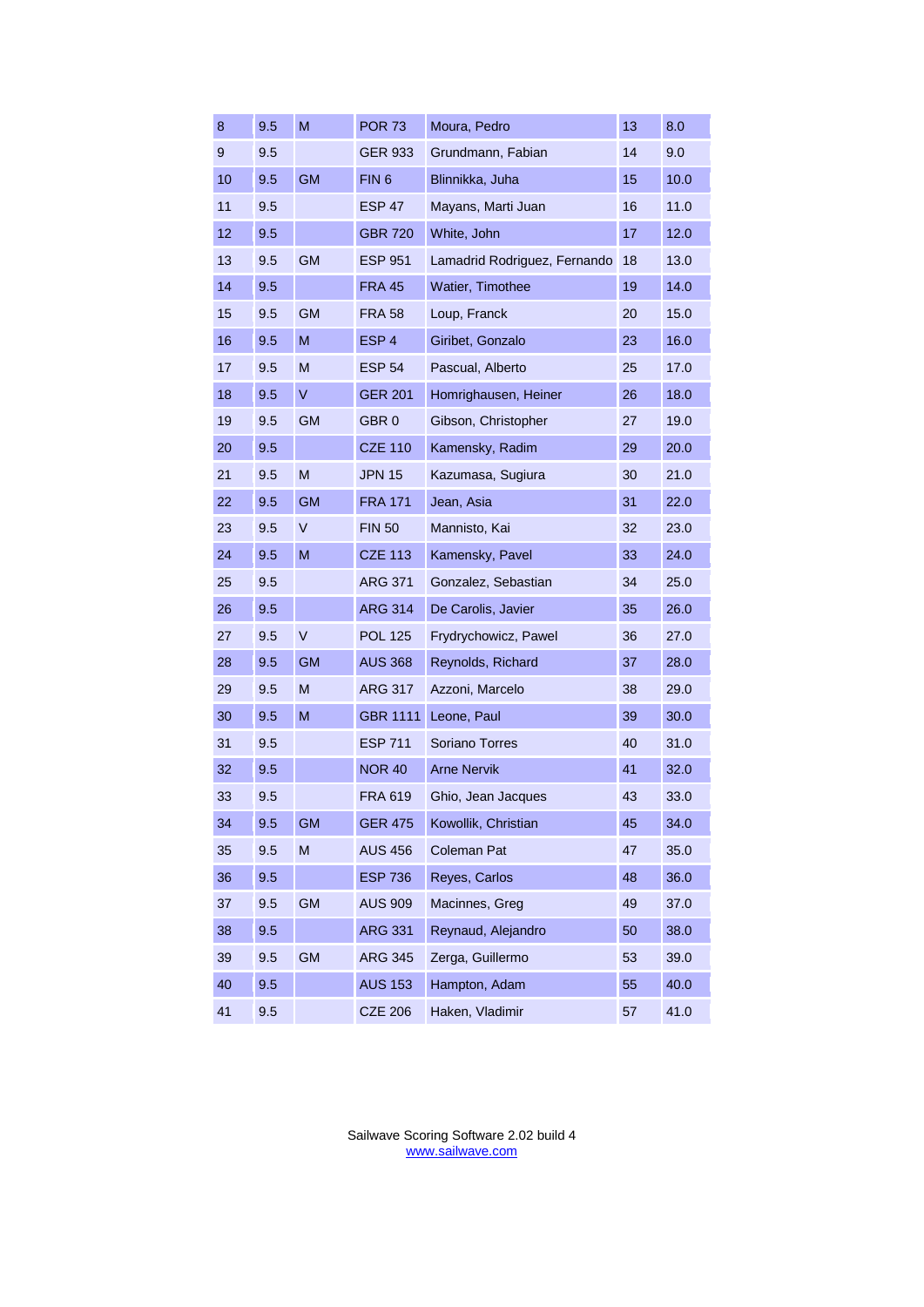| | | | | | | |
|---|---|---|---|---|---|---|
| 8 | 9.5 | M | POR 73 | Moura, Pedro | 13 | 8.0 |
| 9 | 9.5 | | GER 933 | Grundmann, Fabian | 14 | 9.0 |
| 10 | 9.5 | GM | FIN 6 | Blinnikka, Juha | 15 | 10.0 |
| 11 | 9.5 | | ESP 47 | Mayans, Marti Juan | 16 | 11.0 |
| 12 | 9.5 | | GBR 720 | White, John | 17 | 12.0 |
| 13 | 9.5 | GM | ESP 951 | Lamadrid Rodriguez, Fernando | 18 | 13.0 |
| 14 | 9.5 | | FRA 45 | Watier, Timothee | 19 | 14.0 |
| 15 | 9.5 | GM | FRA 58 | Loup, Franck | 20 | 15.0 |
| 16 | 9.5 | M | ESP 4 | Giribet, Gonzalo | 23 | 16.0 |
| 17 | 9.5 | M | ESP 54 | Pascual, Alberto | 25 | 17.0 |
| 18 | 9.5 | V | GER 201 | Homrighausen, Heiner | 26 | 18.0 |
| 19 | 9.5 | GM | GBR 0 | Gibson, Christopher | 27 | 19.0 |
| 20 | 9.5 | | CZE 110 | Kamensky, Radim | 29 | 20.0 |
| 21 | 9.5 | M | JPN 15 | Kazumasa, Sugiura | 30 | 21.0 |
| 22 | 9.5 | GM | FRA 171 | Jean, Asia | 31 | 22.0 |
| 23 | 9.5 | V | FIN 50 | Mannisto, Kai | 32 | 23.0 |
| 24 | 9.5 | M | CZE 113 | Kamensky, Pavel | 33 | 24.0 |
| 25 | 9.5 | | ARG 371 | Gonzalez, Sebastian | 34 | 25.0 |
| 26 | 9.5 | | ARG 314 | De Carolis, Javier | 35 | 26.0 |
| 27 | 9.5 | V | POL 125 | Frydrychowicz, Pawel | 36 | 27.0 |
| 28 | 9.5 | GM | AUS 368 | Reynolds, Richard | 37 | 28.0 |
| 29 | 9.5 | M | ARG 317 | Azzoni, Marcelo | 38 | 29.0 |
| 30 | 9.5 | M | GBR 1111 | Leone, Paul | 39 | 30.0 |
| 31 | 9.5 | | ESP 711 | Soriano Torres | 40 | 31.0 |
| 32 | 9.5 | | NOR 40 | Arne Nervik | 41 | 32.0 |
| 33 | 9.5 | | FRA 619 | Ghio, Jean Jacques | 43 | 33.0 |
| 34 | 9.5 | GM | GER 475 | Kowollik, Christian | 45 | 34.0 |
| 35 | 9.5 | M | AUS 456 | Coleman Pat | 47 | 35.0 |
| 36 | 9.5 | | ESP 736 | Reyes, Carlos | 48 | 36.0 |
| 37 | 9.5 | GM | AUS 909 | Macinnes, Greg | 49 | 37.0 |
| 38 | 9.5 | | ARG 331 | Reynaud, Alejandro | 50 | 38.0 |
| 39 | 9.5 | GM | ARG 345 | Zerga, Guillermo | 53 | 39.0 |
| 40 | 9.5 | | AUS 153 | Hampton, Adam | 55 | 40.0 |
| 41 | 9.5 | | CZE 206 | Haken, Vladimir | 57 | 41.0 |

Sailwave Scoring Software 2.02 build 4
www.sailwave.com